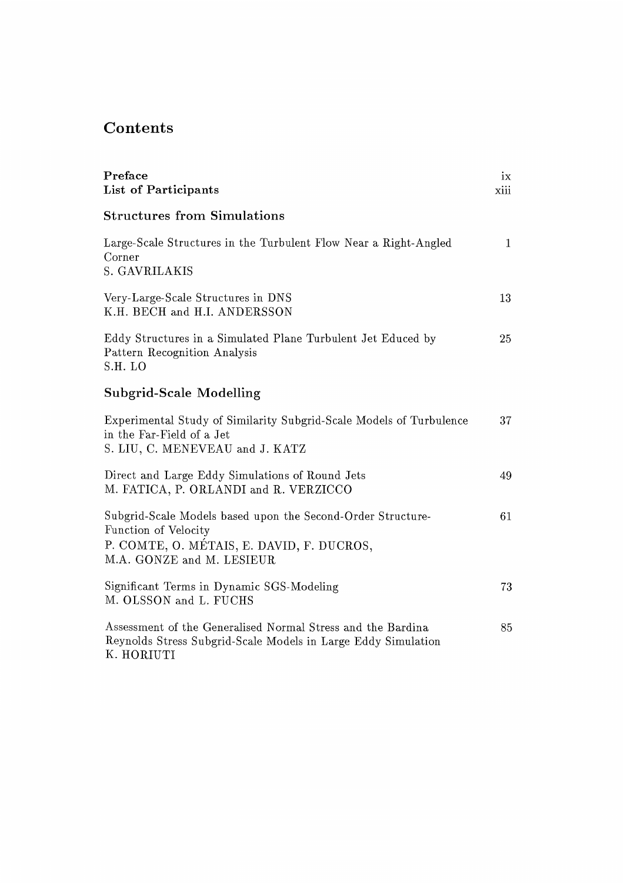# Contents

| | |
|---|---|
| **Preface** | ix |
| **List of Participants** | xiii |

## Structures from Simulations

| | |
|---|---|
| Large-Scale Structures in the Turbulent Flow Near a Right-Angled Corner<br>S. GAVRILAKIS | 1 |
| Very-Large-Scale Structures in DNS<br>K.H. BECH and H.I. ANDERSSON | 13 |
| Eddy Structures in a Simulated Plane Turbulent Jet Educed by Pattern Recognition Analysis<br>S.H. LO | 25 |

## Subgrid-Scale Modelling

| | |
|---|---|
| Experimental Study of Similarity Subgrid-Scale Models of Turbulence in the Far-Field of a Jet<br>S. LIU, C. MENEVEAU and J. KATZ | 37 |
| Direct and Large Eddy Simulations of Round Jets<br>M. FATICA, P. ORLANDI and R. VERZICCO | 49 |
| Subgrid-Scale Models based upon the Second-Order Structure-Function of Velocity<br>P. COMTE, O. MÉTAIS, E. DAVID, F. DUCROS, M.A. GONZE and M. LESIEUR | 61 |
| Significant Terms in Dynamic SGS-Modeling<br>M. OLSSON and L. FUCHS | 73 |
| Assessment of the Generalised Normal Stress and the Bardina Reynolds Stress Subgrid-Scale Models in Large Eddy Simulation<br>K. HORIUTI | 85 |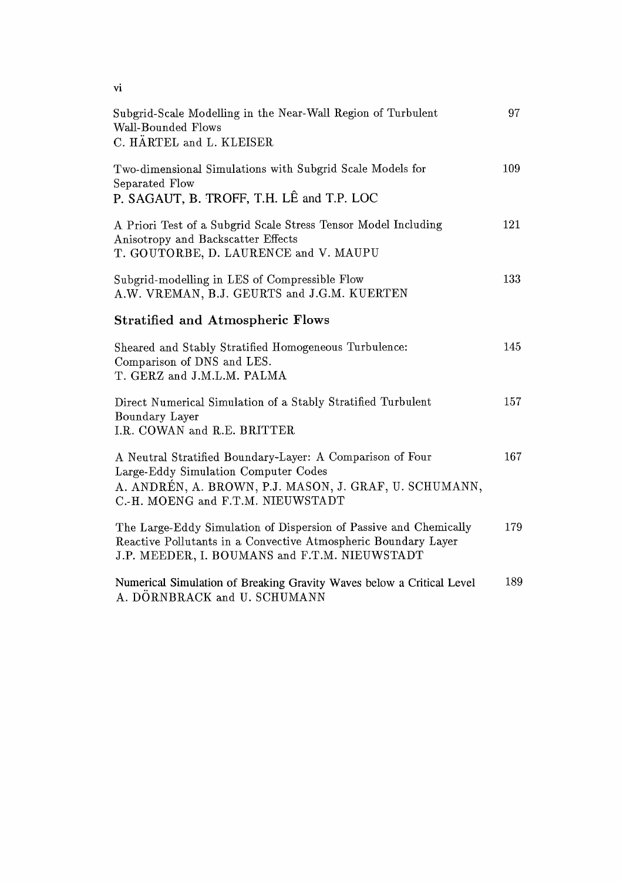Subgrid-Scale Modelling in the Near-Wall Region of Turbulent Wall-Bounded Flows  
C. HÄRTEL and L. KLEISER — 97

Two-dimensional Simulations with Subgrid Scale Models for Separated Flow  
P. SAGAUT, B. TROFF, T.H. LÊ and T.P. LOC — 109

A Priori Test of a Subgrid Scale Stress Tensor Model Including Anisotropy and Backscatter Effects  
T. GOUTORBE, D. LAURENCE and V. MAUPU — 121

Subgrid-modelling in LES of Compressible Flow  
A.W. VREMAN, B.J. GEURTS and J.G.M. KUERTEN — 133

## Stratified and Atmospheric Flows

Sheared and Stably Stratified Homogeneous Turbulence: Comparison of DNS and LES.  
T. GERZ and J.M.L.M. PALMA — 145

Direct Numerical Simulation of a Stably Stratified Turbulent Boundary Layer  
I.R. COWAN and R.E. BRITTER — 157

A Neutral Stratified Boundary-Layer: A Comparison of Four Large-Eddy Simulation Computer Codes  
A. ANDRÉN, A. BROWN, P.J. MASON, J. GRAF, U. SCHUMANN, C.-H. MOENG and F.T.M. NIEUWSTADT — 167

The Large-Eddy Simulation of Dispersion of Passive and Chemically Reactive Pollutants in a Convective Atmospheric Boundary Layer  
J.P. MEEDER, I. BOUMANS and F.T.M. NIEUWSTADT — 179

Numerical Simulation of Breaking Gravity Waves below a Critical Level  
A. DÖRNBRACK and U. SCHUMANN — 189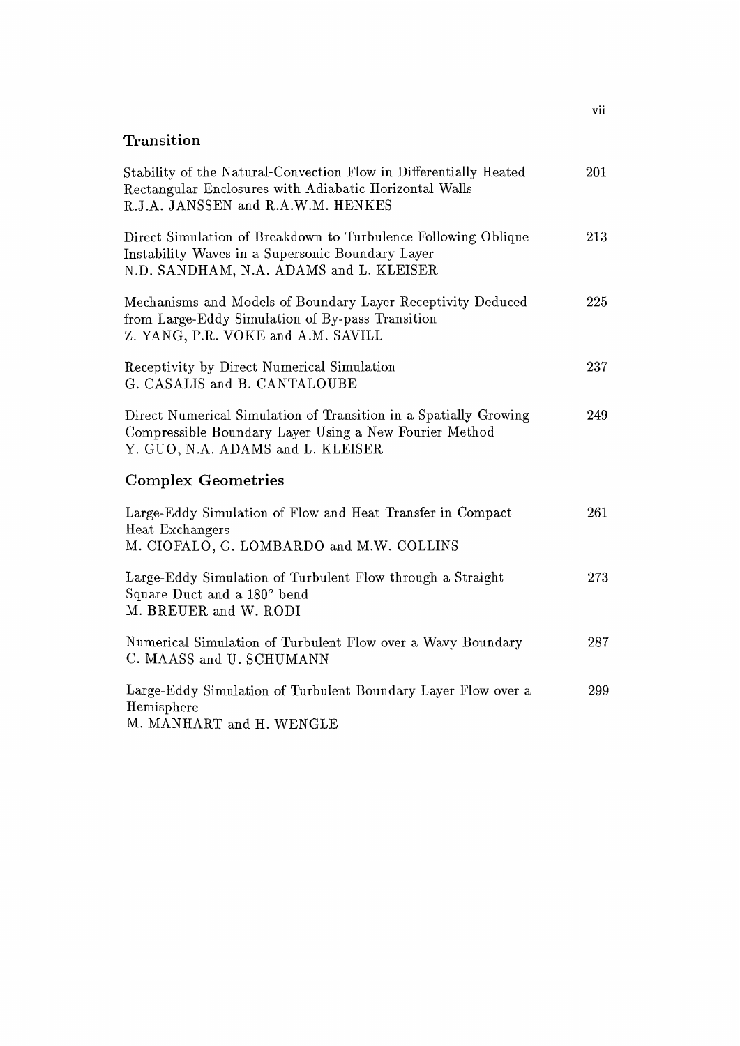## Transition

Stability of the Natural-Convection Flow in Differentially Heated Rectangular Enclosures with Adiabatic Horizontal Walls — 201
R.J.A. JANSSEN and R.A.W.M. HENKES

Direct Simulation of Breakdown to Turbulence Following Oblique Instability Waves in a Supersonic Boundary Layer — 213
N.D. SANDHAM, N.A. ADAMS and L. KLEISER

Mechanisms and Models of Boundary Layer Receptivity Deduced from Large-Eddy Simulation of By-pass Transition — 225
Z. YANG, P.R. VOKE and A.M. SAVILL

Receptivity by Direct Numerical Simulation — 237
G. CASALIS and B. CANTALOUBE

Direct Numerical Simulation of Transition in a Spatially Growing Compressible Boundary Layer Using a New Fourier Method — 249
Y. GUO, N.A. ADAMS and L. KLEISER

## Complex Geometries

Large-Eddy Simulation of Flow and Heat Transfer in Compact Heat Exchangers — 261
M. CIOFALO, G. LOMBARDO and M.W. COLLINS

Large-Eddy Simulation of Turbulent Flow through a Straight Square Duct and a 180° bend — 273
M. BREUER and W. RODI

Numerical Simulation of Turbulent Flow over a Wavy Boundary — 287
C. MAASS and U. SCHUMANN

Large-Eddy Simulation of Turbulent Boundary Layer Flow over a Hemisphere — 299
M. MANHART and H. WENGLE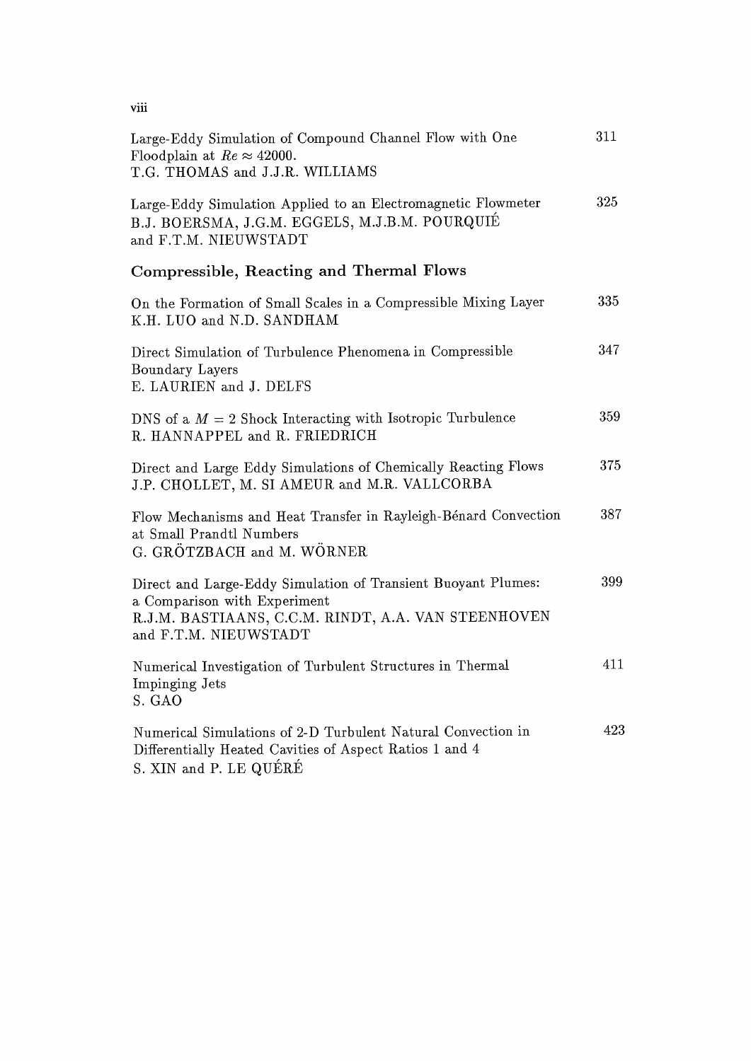Large-Eddy Simulation of Compound Channel Flow with One Floodplain at $Re \approx 42000$.
T.G. THOMAS and J.J.R. WILLIAMS — 311

Large-Eddy Simulation Applied to an Electromagnetic Flowmeter
B.J. BOERSMA, J.G.M. EGGELS, M.J.B.M. POURQUIÉ and F.T.M. NIEUWSTADT — 325

## Compressible, Reacting and Thermal Flows

On the Formation of Small Scales in a Compressible Mixing Layer
K.H. LUO and N.D. SANDHAM — 335

Direct Simulation of Turbulence Phenomena in Compressible Boundary Layers
E. LAURIEN and J. DELFS — 347

DNS of a $M = 2$ Shock Interacting with Isotropic Turbulence
R. HANNAPPEL and R. FRIEDRICH — 359

Direct and Large Eddy Simulations of Chemically Reacting Flows
J.P. CHOLLET, M. SI AMEUR and M.R. VALLCORBA — 375

Flow Mechanisms and Heat Transfer in Rayleigh-Bénard Convection at Small Prandtl Numbers
G. GRÖTZBACH and M. WÖRNER — 387

Direct and Large-Eddy Simulation of Transient Buoyant Plumes: a Comparison with Experiment
R.J.M. BASTIAANS, C.C.M. RINDT, A.A. VAN STEENHOVEN and F.T.M. NIEUWSTADT — 399

Numerical Investigation of Turbulent Structures in Thermal Impinging Jets
S. GAO — 411

Numerical Simulations of 2-D Turbulent Natural Convection in Differentially Heated Cavities of Aspect Ratios 1 and 4
S. XIN and P. LE QUÉRÉ — 423